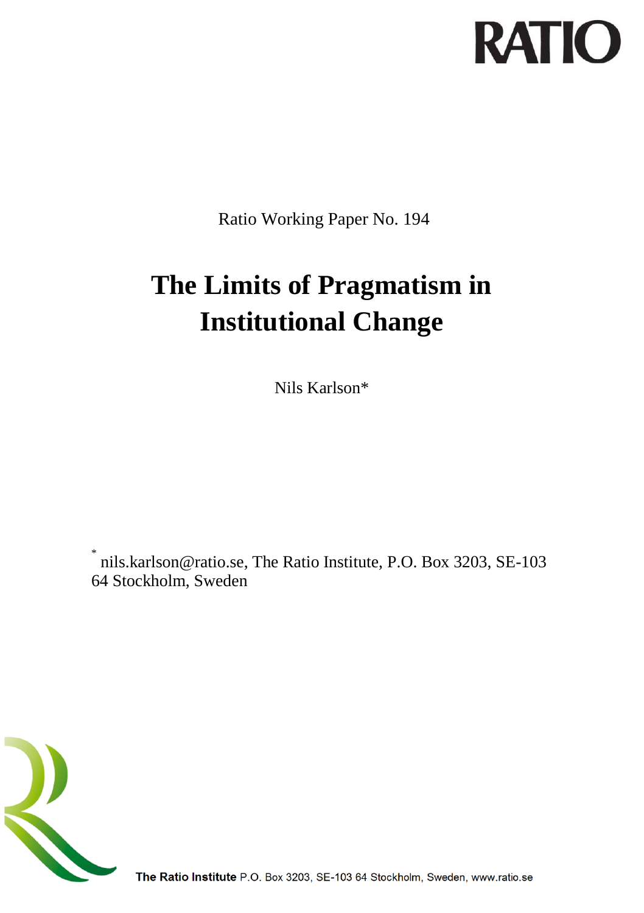RATIO

Ratio Working Paper No. 194

# The Limits of Pragmatism in Institutional Change

Nils Karlson*

* nils.karlson@ratio.se, The Ratio Institute, P.O. Box 3203, SE-103 64 Stockholm, Sweden

**The Ratio Institute** P.O. Box 3203, SE-103 64 Stockholm, Sweden, www.ratio.se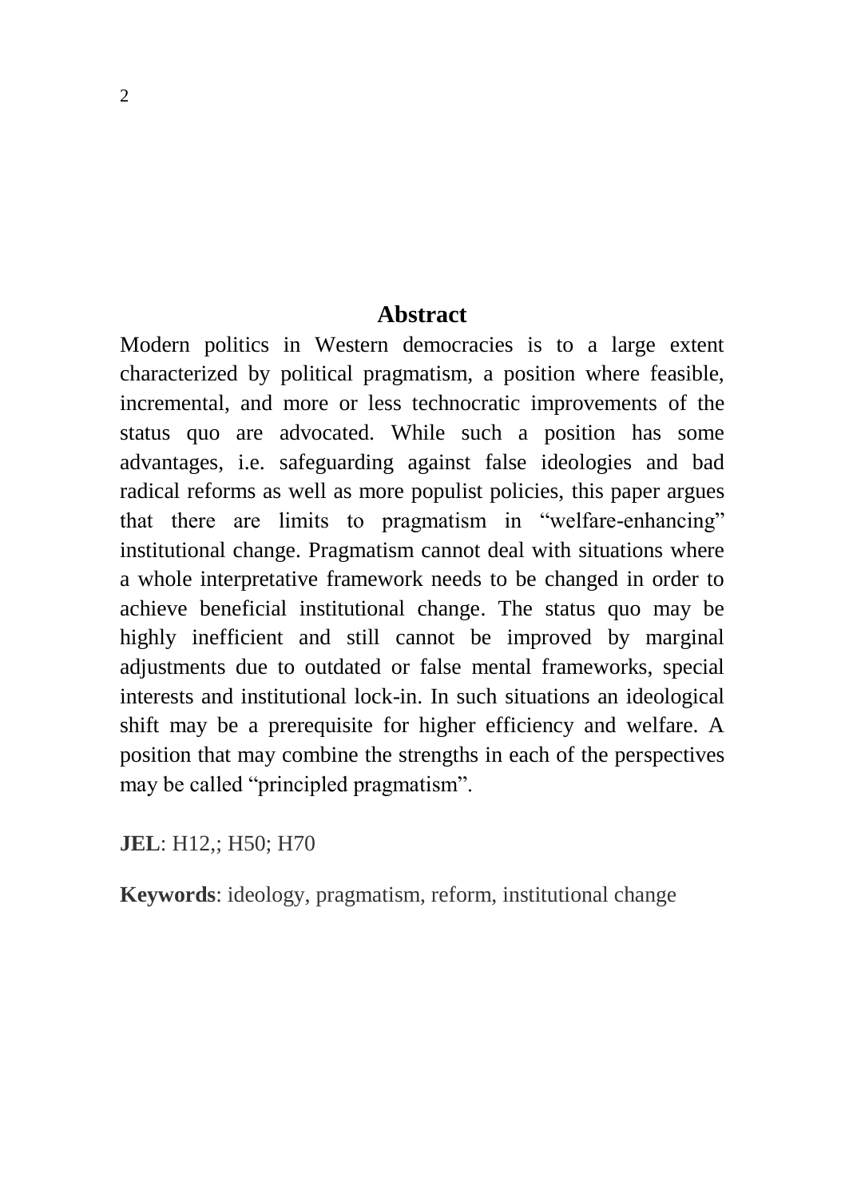## Abstract

Modern politics in Western democracies is to a large extent characterized by political pragmatism, a position where feasible, incremental, and more or less technocratic improvements of the status quo are advocated. While such a position has some advantages, i.e. safeguarding against false ideologies and bad radical reforms as well as more populist policies, this paper argues that there are limits to pragmatism in "welfare-enhancing" institutional change. Pragmatism cannot deal with situations where a whole interpretative framework needs to be changed in order to achieve beneficial institutional change. The status quo may be highly inefficient and still cannot be improved by marginal adjustments due to outdated or false mental frameworks, special interests and institutional lock-in. In such situations an ideological shift may be a prerequisite for higher efficiency and welfare. A position that may combine the strengths in each of the perspectives may be called "principled pragmatism".

**JEL**: H12,; H50; H70

**Keywords**: ideology, pragmatism, reform, institutional change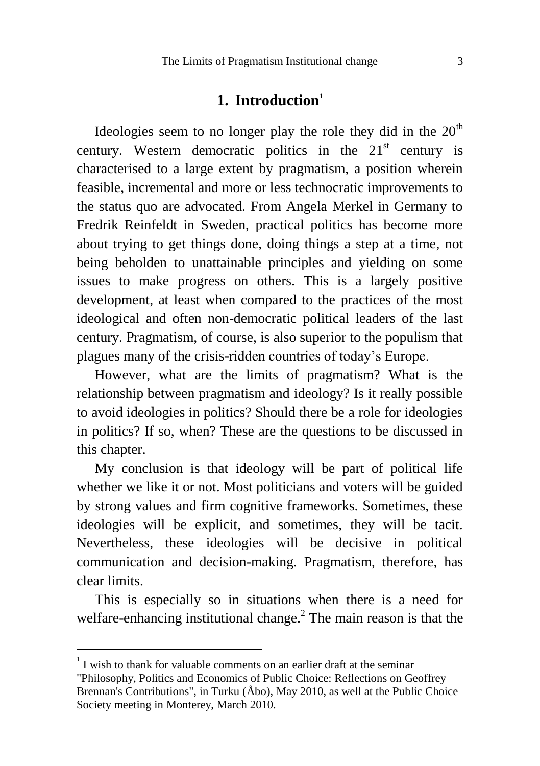# 1. Introduction[1]

Ideologies seem to no longer play the role they did in the 20th century. Western democratic politics in the 21st century is characterised to a large extent by pragmatism, a position wherein feasible, incremental and more or less technocratic improvements to the status quo are advocated. From Angela Merkel in Germany to Fredrik Reinfeldt in Sweden, practical politics has become more about trying to get things done, doing things a step at a time, not being beholden to unattainable principles and yielding on some issues to make progress on others. This is a largely positive development, at least when compared to the practices of the most ideological and often non-democratic political leaders of the last century. Pragmatism, of course, is also superior to the populism that plagues many of the crisis-ridden countries of today's Europe.

However, what are the limits of pragmatism? What is the relationship between pragmatism and ideology? Is it really possible to avoid ideologies in politics? Should there be a role for ideologies in politics? If so, when? These are the questions to be discussed in this chapter.

My conclusion is that ideology will be part of political life whether we like it or not. Most politicians and voters will be guided by strong values and firm cognitive frameworks. Sometimes, these ideologies will be explicit, and sometimes, they will be tacit. Nevertheless, these ideologies will be decisive in political communication and decision-making. Pragmatism, therefore, has clear limits.

This is especially so in situations when there is a need for welfare-enhancing institutional change.[2] The main reason is that the

---

[1] I wish to thank for valuable comments on an earlier draft at the seminar "Philosophy, Politics and Economics of Public Choice: Reflections on Geoffrey Brennan's Contributions", in Turku (Åbo), May 2010, as well at the Public Choice Society meeting in Monterey, March 2010.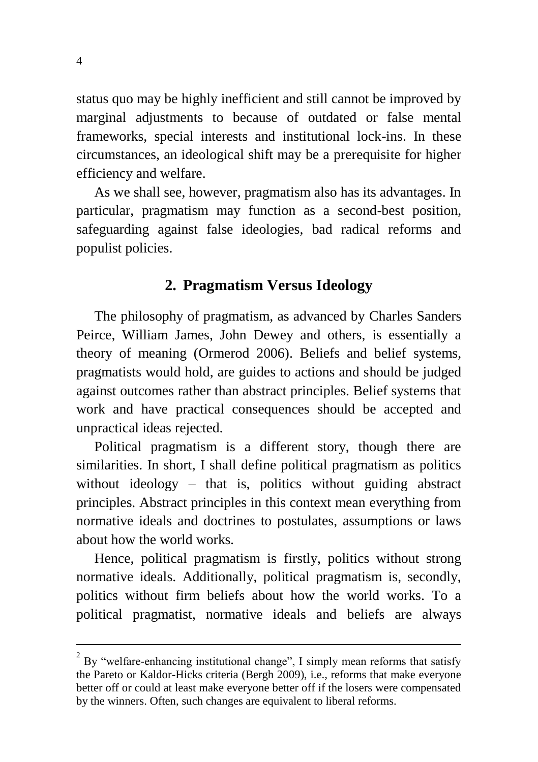status quo may be highly inefficient and still cannot be improved by marginal adjustments to because of outdated or false mental frameworks, special interests and institutional lock-ins. In these circumstances, an ideological shift may be a prerequisite for higher efficiency and welfare.

As we shall see, however, pragmatism also has its advantages. In particular, pragmatism may function as a second-best position, safeguarding against false ideologies, bad radical reforms and populist policies.

## 2. Pragmatism Versus Ideology

The philosophy of pragmatism, as advanced by Charles Sanders Peirce, William James, John Dewey and others, is essentially a theory of meaning (Ormerod 2006). Beliefs and belief systems, pragmatists would hold, are guides to actions and should be judged against outcomes rather than abstract principles. Belief systems that work and have practical consequences should be accepted and unpractical ideas rejected.

Political pragmatism is a different story, though there are similarities. In short, I shall define political pragmatism as politics without ideology – that is, politics without guiding abstract principles. Abstract principles in this context mean everything from normative ideals and doctrines to postulates, assumptions or laws about how the world works.

Hence, political pragmatism is firstly, politics without strong normative ideals. Additionally, political pragmatism is, secondly, politics without firm beliefs about how the world works. To a political pragmatist, normative ideals and beliefs are always

---

[2] By "welfare-enhancing institutional change", I simply mean reforms that satisfy the Pareto or Kaldor-Hicks criteria (Bergh 2009), i.e., reforms that make everyone better off or could at least make everyone better off if the losers were compensated by the winners. Often, such changes are equivalent to liberal reforms.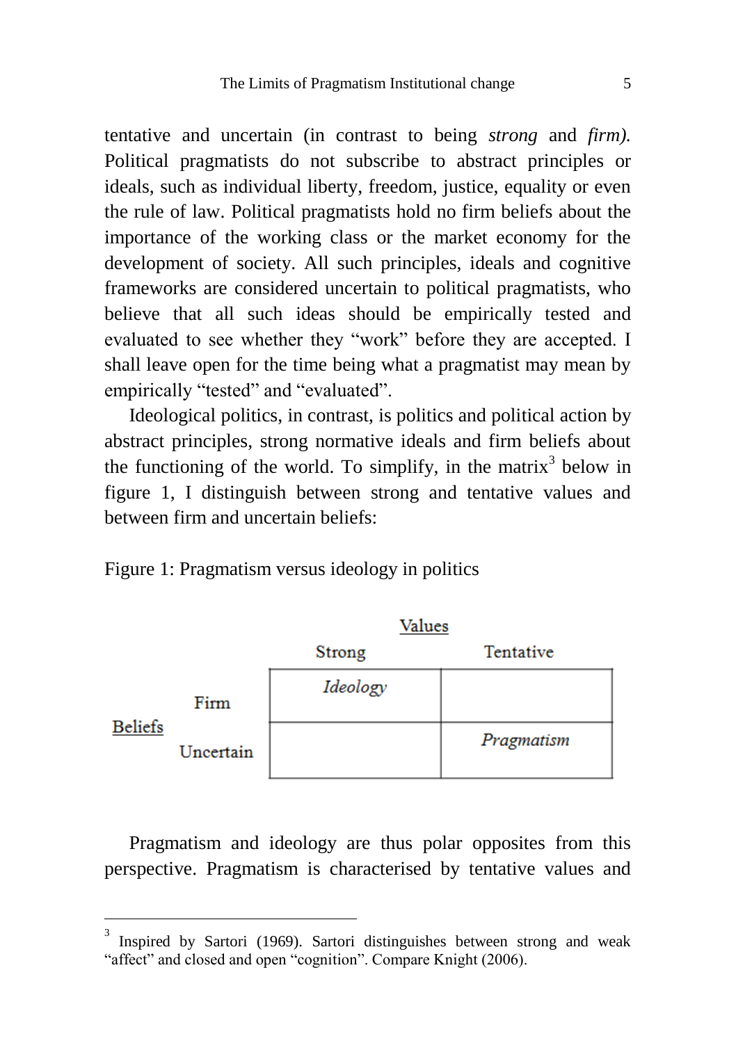tentative and uncertain (in contrast to being *strong* and *firm).* Political pragmatists do not subscribe to abstract principles or ideals, such as individual liberty, freedom, justice, equality or even the rule of law. Political pragmatists hold no firm beliefs about the importance of the working class or the market economy for the development of society. All such principles, ideals and cognitive frameworks are considered uncertain to political pragmatists, who believe that all such ideas should be empirically tested and evaluated to see whether they "work" before they are accepted. I shall leave open for the time being what a pragmatist may mean by empirically "tested" and "evaluated".

Ideological politics, in contrast, is politics and political action by abstract principles, strong normative ideals and firm beliefs about the functioning of the world. To simplify, in the matrix[3] below in figure 1, I distinguish between strong and tentative values and between firm and uncertain beliefs:

Figure 1: Pragmatism versus ideology in politics

| | | Values | |
|---|---|---|---|
| | | Strong | Tentative |
| Beliefs | Firm | *Ideology* | |
| | Uncertain | | *Pragmatism* |

Pragmatism and ideology are thus polar opposites from this perspective. Pragmatism is characterised by tentative values and

---

[3] Inspired by Sartori (1969). Sartori distinguishes between strong and weak "affect" and closed and open "cognition". Compare Knight (2006).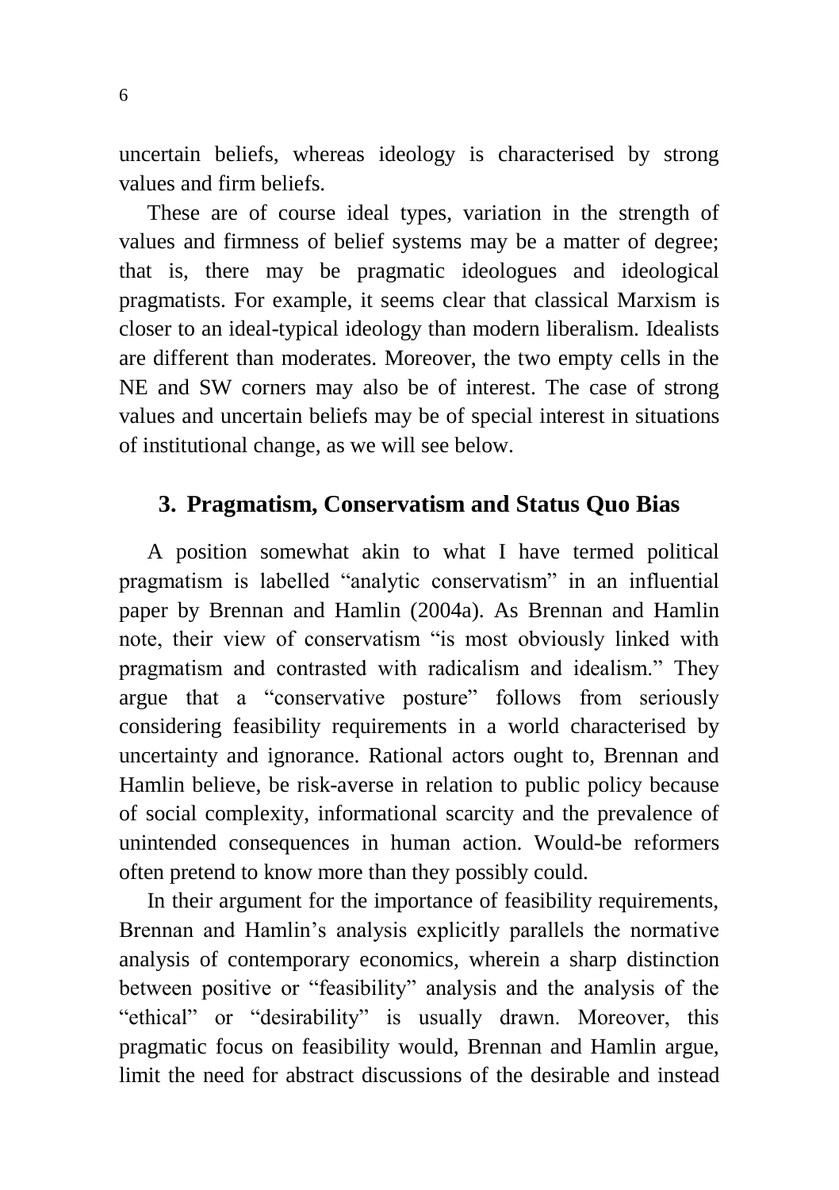uncertain beliefs, whereas ideology is characterised by strong values and firm beliefs.

These are of course ideal types, variation in the strength of values and firmness of belief systems may be a matter of degree; that is, there may be pragmatic ideologues and ideological pragmatists. For example, it seems clear that classical Marxism is closer to an ideal-typical ideology than modern liberalism. Idealists are different than moderates. Moreover, the two empty cells in the NE and SW corners may also be of interest. The case of strong values and uncertain beliefs may be of special interest in situations of institutional change, as we will see below.

## 3. Pragmatism, Conservatism and Status Quo Bias

A position somewhat akin to what I have termed political pragmatism is labelled "analytic conservatism" in an influential paper by Brennan and Hamlin (2004a). As Brennan and Hamlin note, their view of conservatism "is most obviously linked with pragmatism and contrasted with radicalism and idealism." They argue that a "conservative posture" follows from seriously considering feasibility requirements in a world characterised by uncertainty and ignorance. Rational actors ought to, Brennan and Hamlin believe, be risk-averse in relation to public policy because of social complexity, informational scarcity and the prevalence of unintended consequences in human action. Would-be reformers often pretend to know more than they possibly could.

In their argument for the importance of feasibility requirements, Brennan and Hamlin's analysis explicitly parallels the normative analysis of contemporary economics, wherein a sharp distinction between positive or "feasibility" analysis and the analysis of the "ethical" or "desirability" is usually drawn. Moreover, this pragmatic focus on feasibility would, Brennan and Hamlin argue, limit the need for abstract discussions of the desirable and instead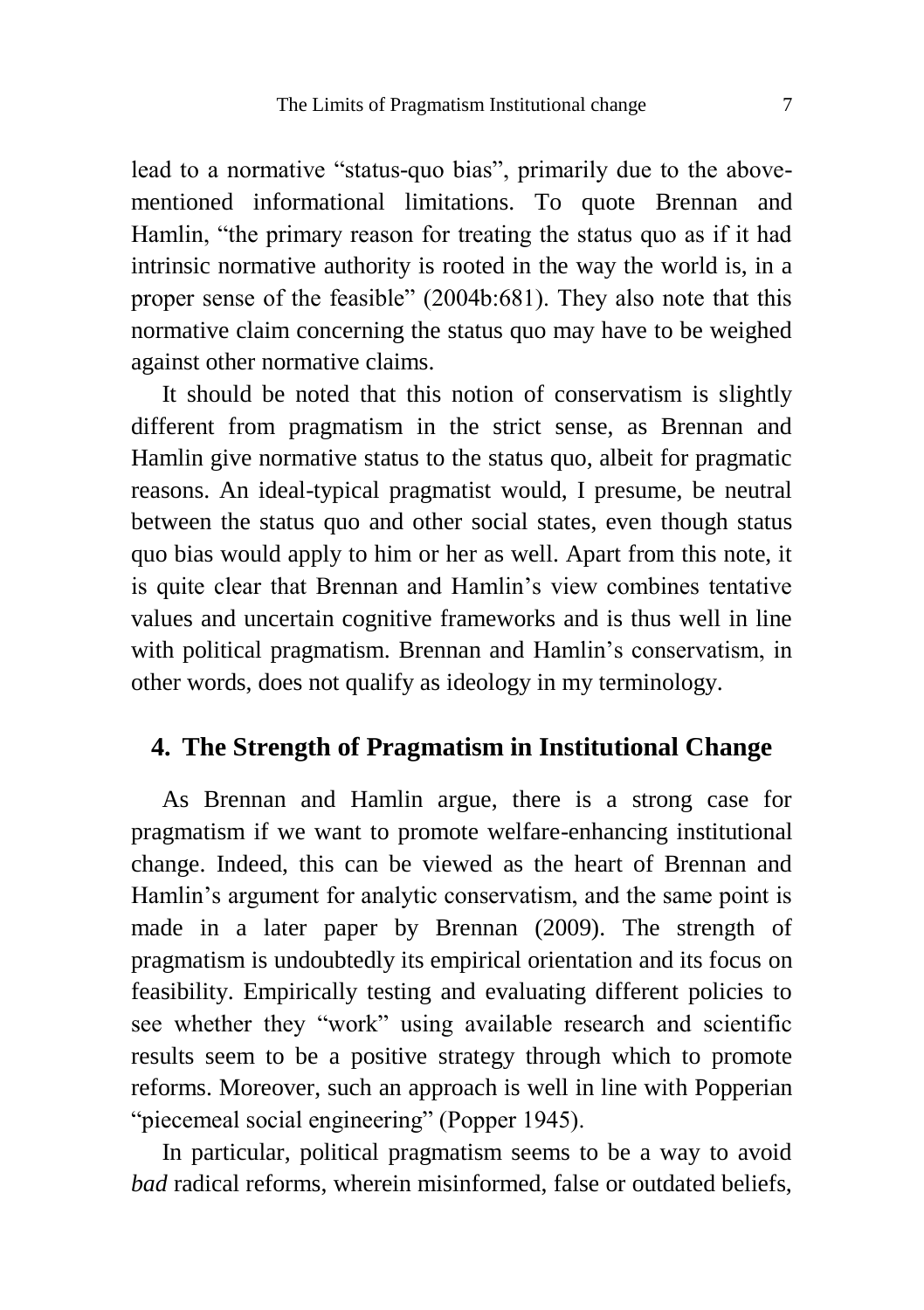lead to a normative "status-quo bias", primarily due to the above-mentioned informational limitations. To quote Brennan and Hamlin, "the primary reason for treating the status quo as if it had intrinsic normative authority is rooted in the way the world is, in a proper sense of the feasible" (2004b:681). They also note that this normative claim concerning the status quo may have to be weighed against other normative claims.

It should be noted that this notion of conservatism is slightly different from pragmatism in the strict sense, as Brennan and Hamlin give normative status to the status quo, albeit for pragmatic reasons. An ideal-typical pragmatist would, I presume, be neutral between the status quo and other social states, even though status quo bias would apply to him or her as well. Apart from this note, it is quite clear that Brennan and Hamlin's view combines tentative values and uncertain cognitive frameworks and is thus well in line with political pragmatism. Brennan and Hamlin's conservatism, in other words, does not qualify as ideology in my terminology.

## 4. The Strength of Pragmatism in Institutional Change

As Brennan and Hamlin argue, there is a strong case for pragmatism if we want to promote welfare-enhancing institutional change. Indeed, this can be viewed as the heart of Brennan and Hamlin's argument for analytic conservatism, and the same point is made in a later paper by Brennan (2009). The strength of pragmatism is undoubtedly its empirical orientation and its focus on feasibility. Empirically testing and evaluating different policies to see whether they "work" using available research and scientific results seem to be a positive strategy through which to promote reforms. Moreover, such an approach is well in line with Popperian "piecemeal social engineering" (Popper 1945).

In particular, political pragmatism seems to be a way to avoid *bad* radical reforms, wherein misinformed, false or outdated beliefs,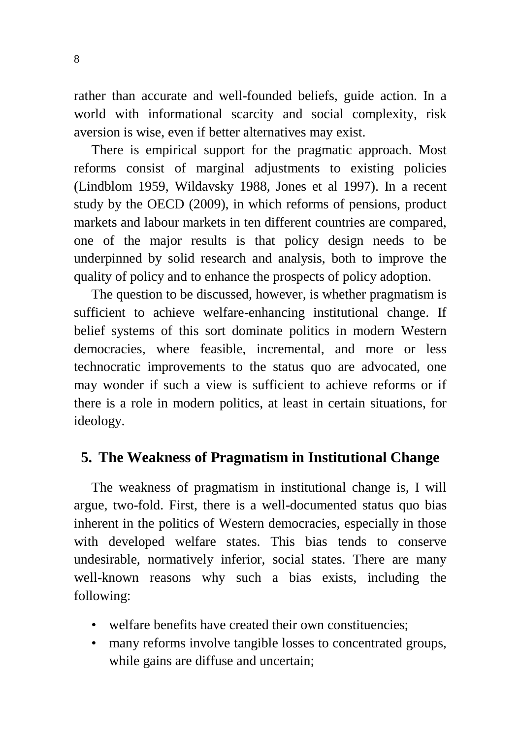rather than accurate and well-founded beliefs, guide action. In a world with informational scarcity and social complexity, risk aversion is wise, even if better alternatives may exist.

There is empirical support for the pragmatic approach. Most reforms consist of marginal adjustments to existing policies (Lindblom 1959, Wildavsky 1988, Jones et al 1997). In a recent study by the OECD (2009), in which reforms of pensions, product markets and labour markets in ten different countries are compared, one of the major results is that policy design needs to be underpinned by solid research and analysis, both to improve the quality of policy and to enhance the prospects of policy adoption.

The question to be discussed, however, is whether pragmatism is sufficient to achieve welfare-enhancing institutional change. If belief systems of this sort dominate politics in modern Western democracies, where feasible, incremental, and more or less technocratic improvements to the status quo are advocated, one may wonder if such a view is sufficient to achieve reforms or if there is a role in modern politics, at least in certain situations, for ideology.

## 5. The Weakness of Pragmatism in Institutional Change

The weakness of pragmatism in institutional change is, I will argue, two-fold. First, there is a well-documented status quo bias inherent in the politics of Western democracies, especially in those with developed welfare states. This bias tends to conserve undesirable, normatively inferior, social states. There are many well-known reasons why such a bias exists, including the following:

- welfare benefits have created their own constituencies;
- many reforms involve tangible losses to concentrated groups, while gains are diffuse and uncertain;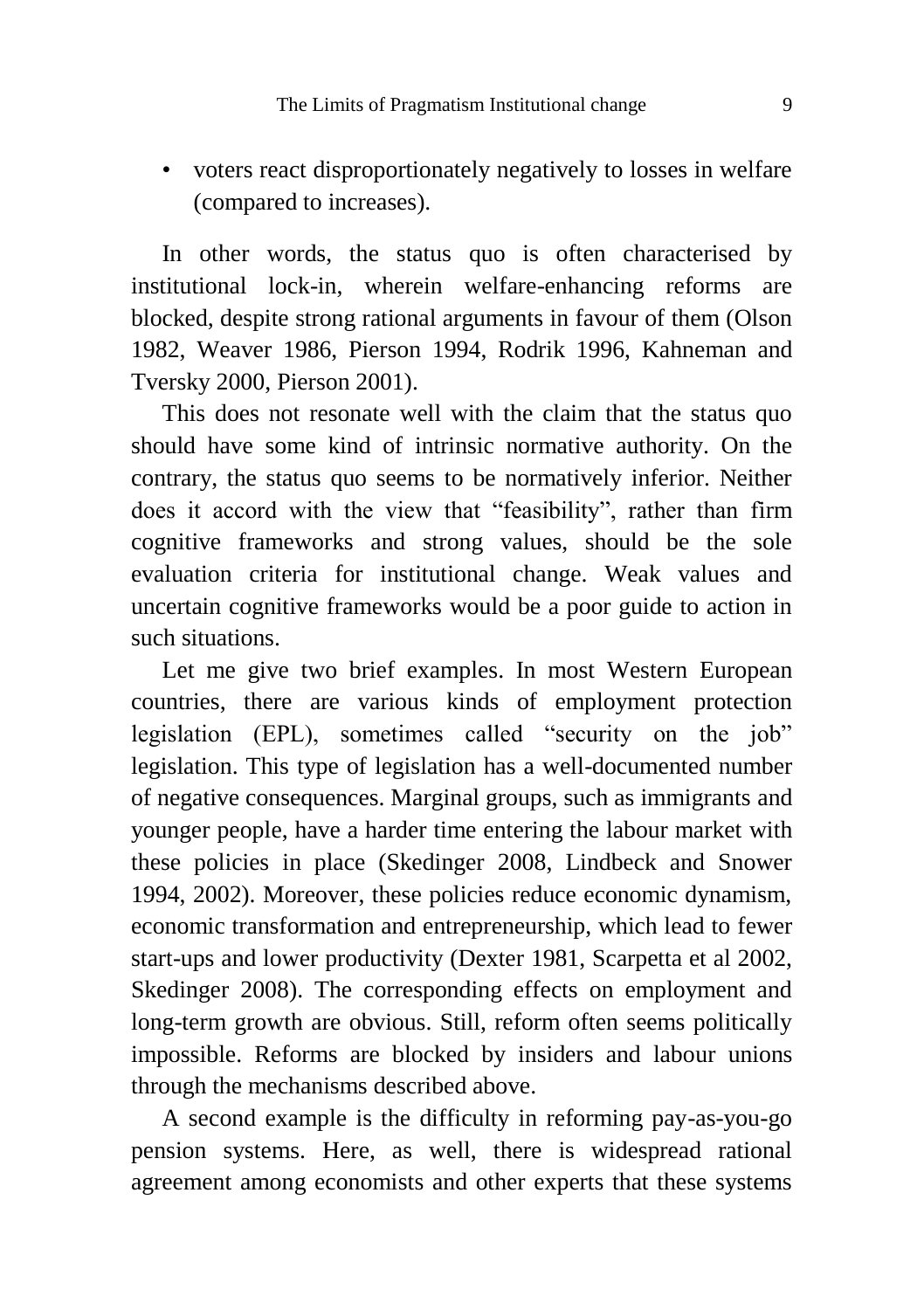- voters react disproportionately negatively to losses in welfare (compared to increases).

In other words, the status quo is often characterised by institutional lock-in, wherein welfare-enhancing reforms are blocked, despite strong rational arguments in favour of them (Olson 1982, Weaver 1986, Pierson 1994, Rodrik 1996, Kahneman and Tversky 2000, Pierson 2001).

This does not resonate well with the claim that the status quo should have some kind of intrinsic normative authority. On the contrary, the status quo seems to be normatively inferior. Neither does it accord with the view that "feasibility", rather than firm cognitive frameworks and strong values, should be the sole evaluation criteria for institutional change. Weak values and uncertain cognitive frameworks would be a poor guide to action in such situations.

Let me give two brief examples. In most Western European countries, there are various kinds of employment protection legislation (EPL), sometimes called "security on the job" legislation. This type of legislation has a well-documented number of negative consequences. Marginal groups, such as immigrants and younger people, have a harder time entering the labour market with these policies in place (Skedinger 2008, Lindbeck and Snower 1994, 2002). Moreover, these policies reduce economic dynamism, economic transformation and entrepreneurship, which lead to fewer start-ups and lower productivity (Dexter 1981, Scarpetta et al 2002, Skedinger 2008). The corresponding effects on employment and long-term growth are obvious. Still, reform often seems politically impossible. Reforms are blocked by insiders and labour unions through the mechanisms described above.

A second example is the difficulty in reforming pay-as-you-go pension systems. Here, as well, there is widespread rational agreement among economists and other experts that these systems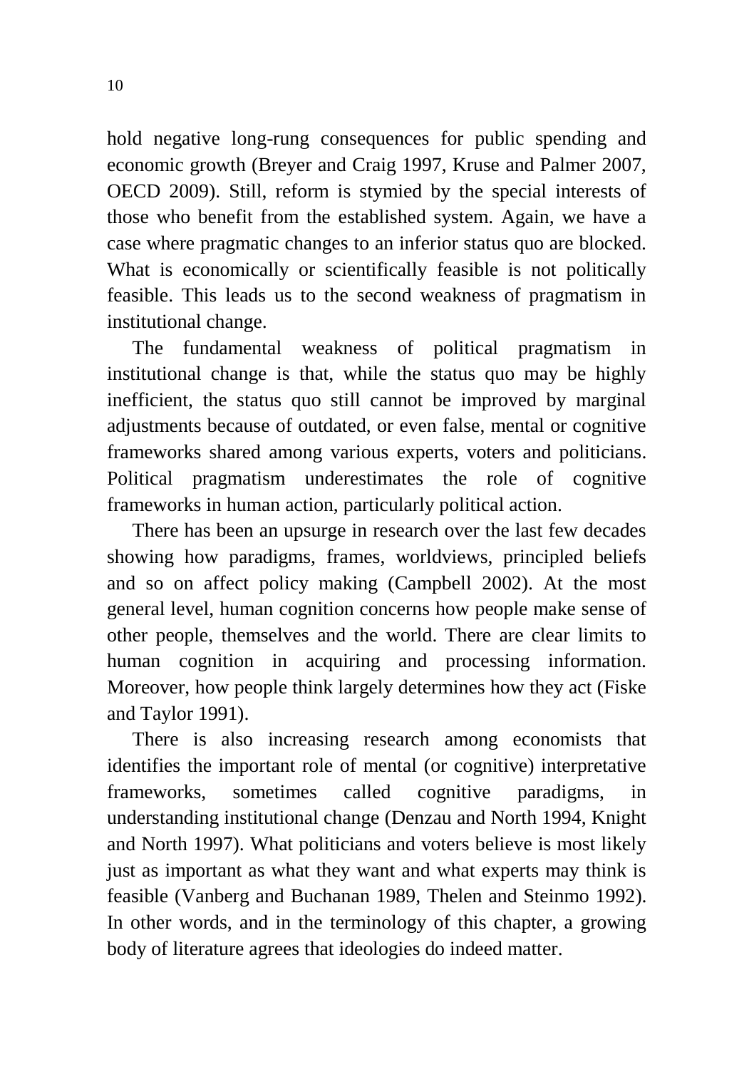hold negative long-rung consequences for public spending and economic growth (Breyer and Craig 1997, Kruse and Palmer 2007, OECD 2009). Still, reform is stymied by the special interests of those who benefit from the established system. Again, we have a case where pragmatic changes to an inferior status quo are blocked. What is economically or scientifically feasible is not politically feasible. This leads us to the second weakness of pragmatism in institutional change.

The fundamental weakness of political pragmatism in institutional change is that, while the status quo may be highly inefficient, the status quo still cannot be improved by marginal adjustments because of outdated, or even false, mental or cognitive frameworks shared among various experts, voters and politicians. Political pragmatism underestimates the role of cognitive frameworks in human action, particularly political action.

There has been an upsurge in research over the last few decades showing how paradigms, frames, worldviews, principled beliefs and so on affect policy making (Campbell 2002). At the most general level, human cognition concerns how people make sense of other people, themselves and the world. There are clear limits to human cognition in acquiring and processing information. Moreover, how people think largely determines how they act (Fiske and Taylor 1991).

There is also increasing research among economists that identifies the important role of mental (or cognitive) interpretative frameworks, sometimes called cognitive paradigms, in understanding institutional change (Denzau and North 1994, Knight and North 1997). What politicians and voters believe is most likely just as important as what they want and what experts may think is feasible (Vanberg and Buchanan 1989, Thelen and Steinmo 1992). In other words, and in the terminology of this chapter, a growing body of literature agrees that ideologies do indeed matter.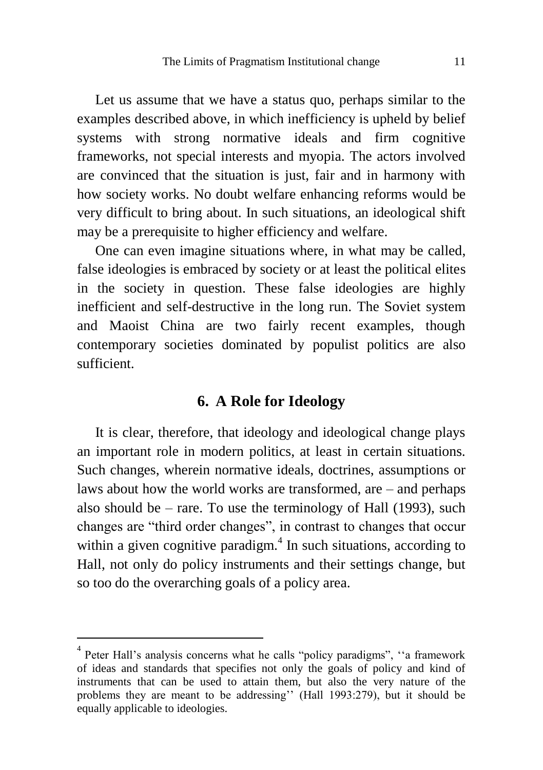Let us assume that we have a status quo, perhaps similar to the examples described above, in which inefficiency is upheld by belief systems with strong normative ideals and firm cognitive frameworks, not special interests and myopia. The actors involved are convinced that the situation is just, fair and in harmony with how society works. No doubt welfare enhancing reforms would be very difficult to bring about. In such situations, an ideological shift may be a prerequisite to higher efficiency and welfare.

One can even imagine situations where, in what may be called, false ideologies is embraced by society or at least the political elites in the society in question. These false ideologies are highly inefficient and self-destructive in the long run. The Soviet system and Maoist China are two fairly recent examples, though contemporary societies dominated by populist politics are also sufficient.

## 6. A Role for Ideology

It is clear, therefore, that ideology and ideological change plays an important role in modern politics, at least in certain situations. Such changes, wherein normative ideals, doctrines, assumptions or laws about how the world works are transformed, are – and perhaps also should be – rare. To use the terminology of Hall (1993), such changes are "third order changes", in contrast to changes that occur within a given cognitive paradigm.[4] In such situations, according to Hall, not only do policy instruments and their settings change, but so too do the overarching goals of a policy area.

---

[4] Peter Hall's analysis concerns what he calls "policy paradigms", ''a framework of ideas and standards that specifies not only the goals of policy and kind of instruments that can be used to attain them, but also the very nature of the problems they are meant to be addressing'' (Hall 1993:279), but it should be equally applicable to ideologies.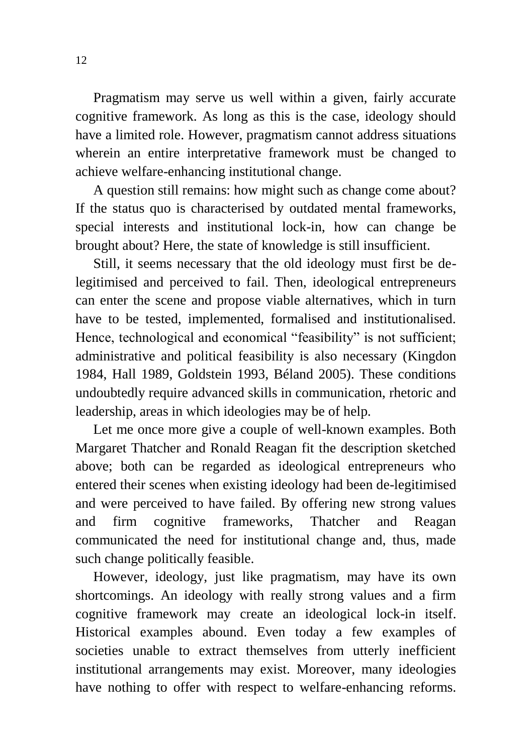Pragmatism may serve us well within a given, fairly accurate cognitive framework. As long as this is the case, ideology should have a limited role. However, pragmatism cannot address situations wherein an entire interpretative framework must be changed to achieve welfare-enhancing institutional change.

A question still remains: how might such as change come about? If the status quo is characterised by outdated mental frameworks, special interests and institutional lock-in, how can change be brought about? Here, the state of knowledge is still insufficient.

Still, it seems necessary that the old ideology must first be de-legitimised and perceived to fail. Then, ideological entrepreneurs can enter the scene and propose viable alternatives, which in turn have to be tested, implemented, formalised and institutionalised. Hence, technological and economical "feasibility" is not sufficient; administrative and political feasibility is also necessary (Kingdon 1984, Hall 1989, Goldstein 1993, Béland 2005). These conditions undoubtedly require advanced skills in communication, rhetoric and leadership, areas in which ideologies may be of help.

Let me once more give a couple of well-known examples. Both Margaret Thatcher and Ronald Reagan fit the description sketched above; both can be regarded as ideological entrepreneurs who entered their scenes when existing ideology had been de-legitimised and were perceived to have failed. By offering new strong values and firm cognitive frameworks, Thatcher and Reagan communicated the need for institutional change and, thus, made such change politically feasible.

However, ideology, just like pragmatism, may have its own shortcomings. An ideology with really strong values and a firm cognitive framework may create an ideological lock-in itself. Historical examples abound. Even today a few examples of societies unable to extract themselves from utterly inefficient institutional arrangements may exist. Moreover, many ideologies have nothing to offer with respect to welfare-enhancing reforms.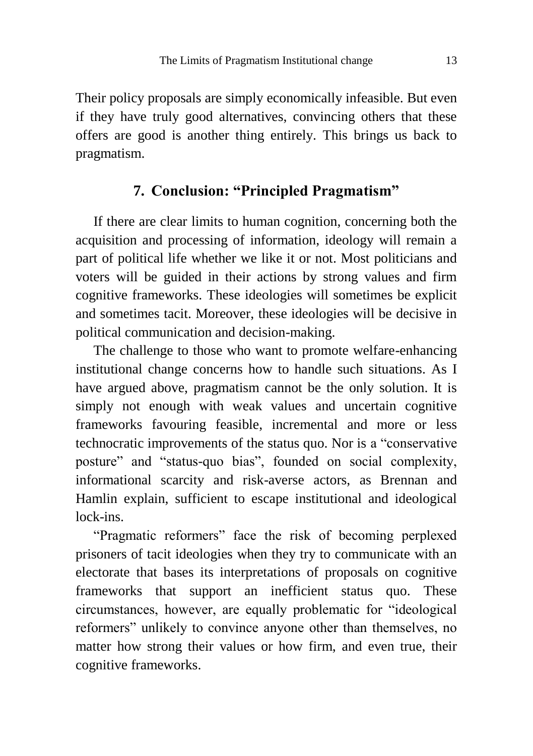Their policy proposals are simply economically infeasible. But even if they have truly good alternatives, convincing others that these offers are good is another thing entirely. This brings us back to pragmatism.

## 7. Conclusion: "Principled Pragmatism"

If there are clear limits to human cognition, concerning both the acquisition and processing of information, ideology will remain a part of political life whether we like it or not. Most politicians and voters will be guided in their actions by strong values and firm cognitive frameworks. These ideologies will sometimes be explicit and sometimes tacit. Moreover, these ideologies will be decisive in political communication and decision-making.

The challenge to those who want to promote welfare-enhancing institutional change concerns how to handle such situations. As I have argued above, pragmatism cannot be the only solution. It is simply not enough with weak values and uncertain cognitive frameworks favouring feasible, incremental and more or less technocratic improvements of the status quo. Nor is a "conservative posture" and "status-quo bias", founded on social complexity, informational scarcity and risk-averse actors, as Brennan and Hamlin explain, sufficient to escape institutional and ideological lock-ins.

"Pragmatic reformers" face the risk of becoming perplexed prisoners of tacit ideologies when they try to communicate with an electorate that bases its interpretations of proposals on cognitive frameworks that support an inefficient status quo. These circumstances, however, are equally problematic for "ideological reformers" unlikely to convince anyone other than themselves, no matter how strong their values or how firm, and even true, their cognitive frameworks.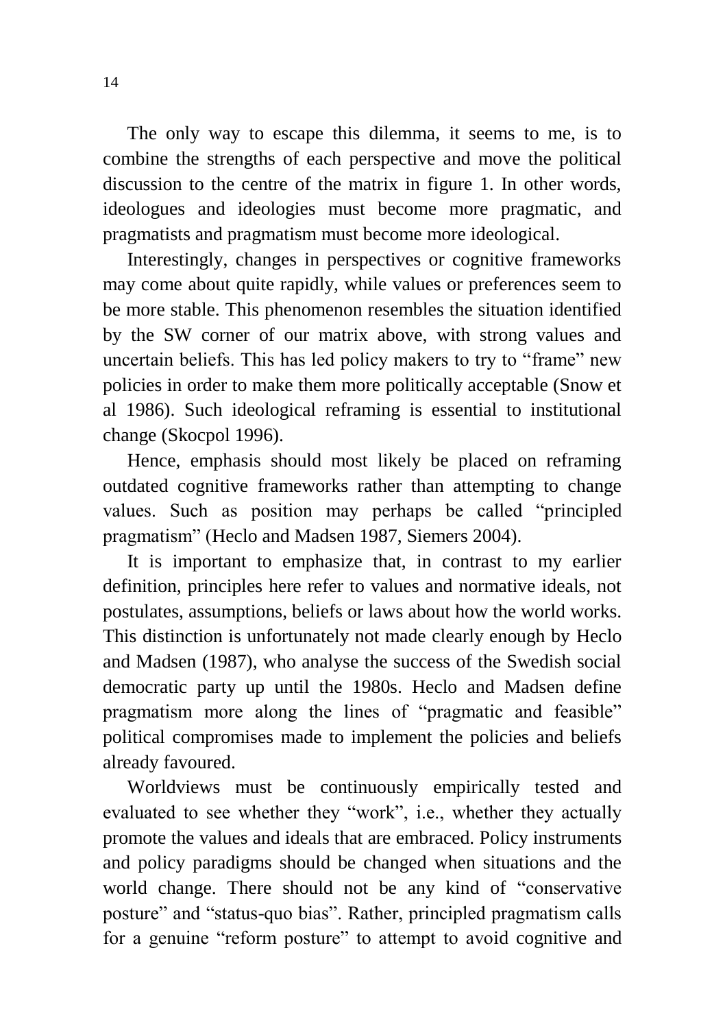The only way to escape this dilemma, it seems to me, is to combine the strengths of each perspective and move the political discussion to the centre of the matrix in figure 1. In other words, ideologues and ideologies must become more pragmatic, and pragmatists and pragmatism must become more ideological.

Interestingly, changes in perspectives or cognitive frameworks may come about quite rapidly, while values or preferences seem to be more stable. This phenomenon resembles the situation identified by the SW corner of our matrix above, with strong values and uncertain beliefs. This has led policy makers to try to "frame" new policies in order to make them more politically acceptable (Snow et al 1986). Such ideological reframing is essential to institutional change (Skocpol 1996).

Hence, emphasis should most likely be placed on reframing outdated cognitive frameworks rather than attempting to change values. Such as position may perhaps be called "principled pragmatism" (Heclo and Madsen 1987, Siemers 2004).

It is important to emphasize that, in contrast to my earlier definition, principles here refer to values and normative ideals, not postulates, assumptions, beliefs or laws about how the world works. This distinction is unfortunately not made clearly enough by Heclo and Madsen (1987), who analyse the success of the Swedish social democratic party up until the 1980s. Heclo and Madsen define pragmatism more along the lines of "pragmatic and feasible" political compromises made to implement the policies and beliefs already favoured.

Worldviews must be continuously empirically tested and evaluated to see whether they "work", i.e., whether they actually promote the values and ideals that are embraced. Policy instruments and policy paradigms should be changed when situations and the world change. There should not be any kind of "conservative posture" and "status-quo bias". Rather, principled pragmatism calls for a genuine "reform posture" to attempt to avoid cognitive and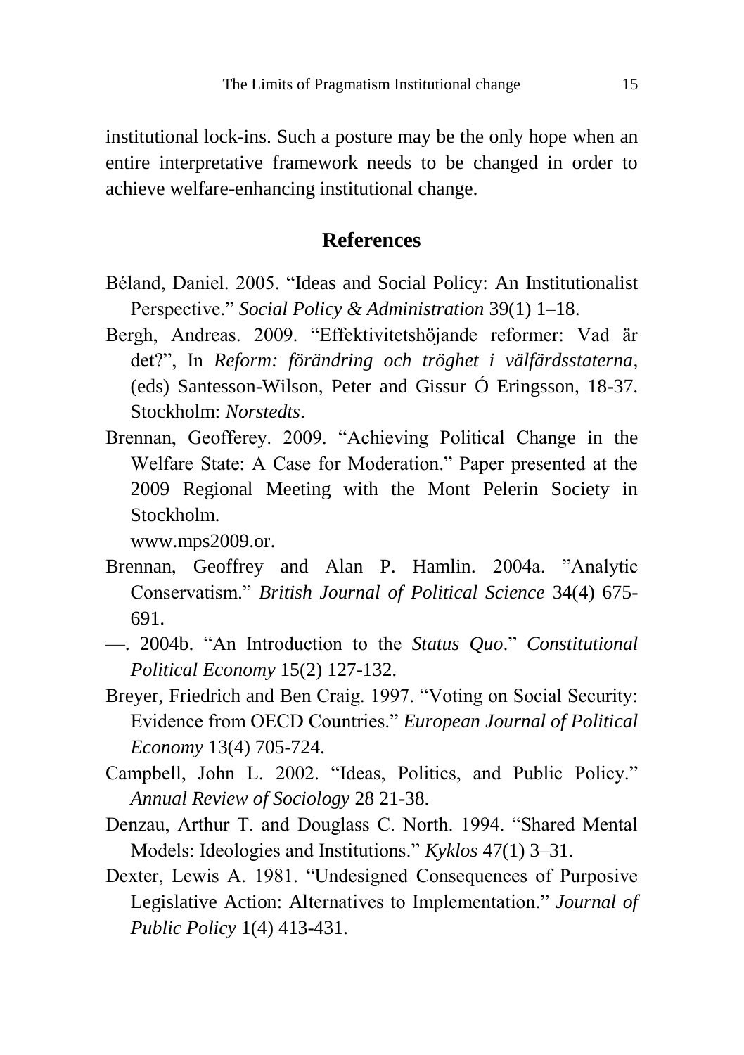institutional lock-ins. Such a posture may be the only hope when an entire interpretative framework needs to be changed in order to achieve welfare-enhancing institutional change.

## References

Béland, Daniel. 2005. "Ideas and Social Policy: An Institutionalist Perspective." *Social Policy & Administration* 39(1) 1–18.

Bergh, Andreas. 2009. "Effektivitetshöjande reformer: Vad är det?", In *Reform: förändring och tröghet i välfärdsstaterna*, (eds) Santesson-Wilson, Peter and Gissur Ó Eringsson, 18-37. Stockholm: *Norstedts*.

Brennan, Geofferey. 2009. "Achieving Political Change in the Welfare State: A Case for Moderation." Paper presented at the 2009 Regional Meeting with the Mont Pelerin Society in Stockholm.
www.mps2009.or.

Brennan, Geoffrey and Alan P. Hamlin. 2004a. "Analytic Conservatism." *British Journal of Political Science* 34(4) 675-691.

—. 2004b. "An Introduction to the *Status Quo*." *Constitutional Political Economy* 15(2) 127-132.

Breyer, Friedrich and Ben Craig. 1997. "Voting on Social Security: Evidence from OECD Countries." *European Journal of Political Economy* 13(4) 705-724.

Campbell, John L. 2002. "Ideas, Politics, and Public Policy." *Annual Review of Sociology* 28 21-38.

Denzau, Arthur T. and Douglass C. North. 1994. "Shared Mental Models: Ideologies and Institutions." *Kyklos* 47(1) 3–31.

Dexter, Lewis A. 1981. "Undesigned Consequences of Purposive Legislative Action: Alternatives to Implementation." *Journal of Public Policy* 1(4) 413-431.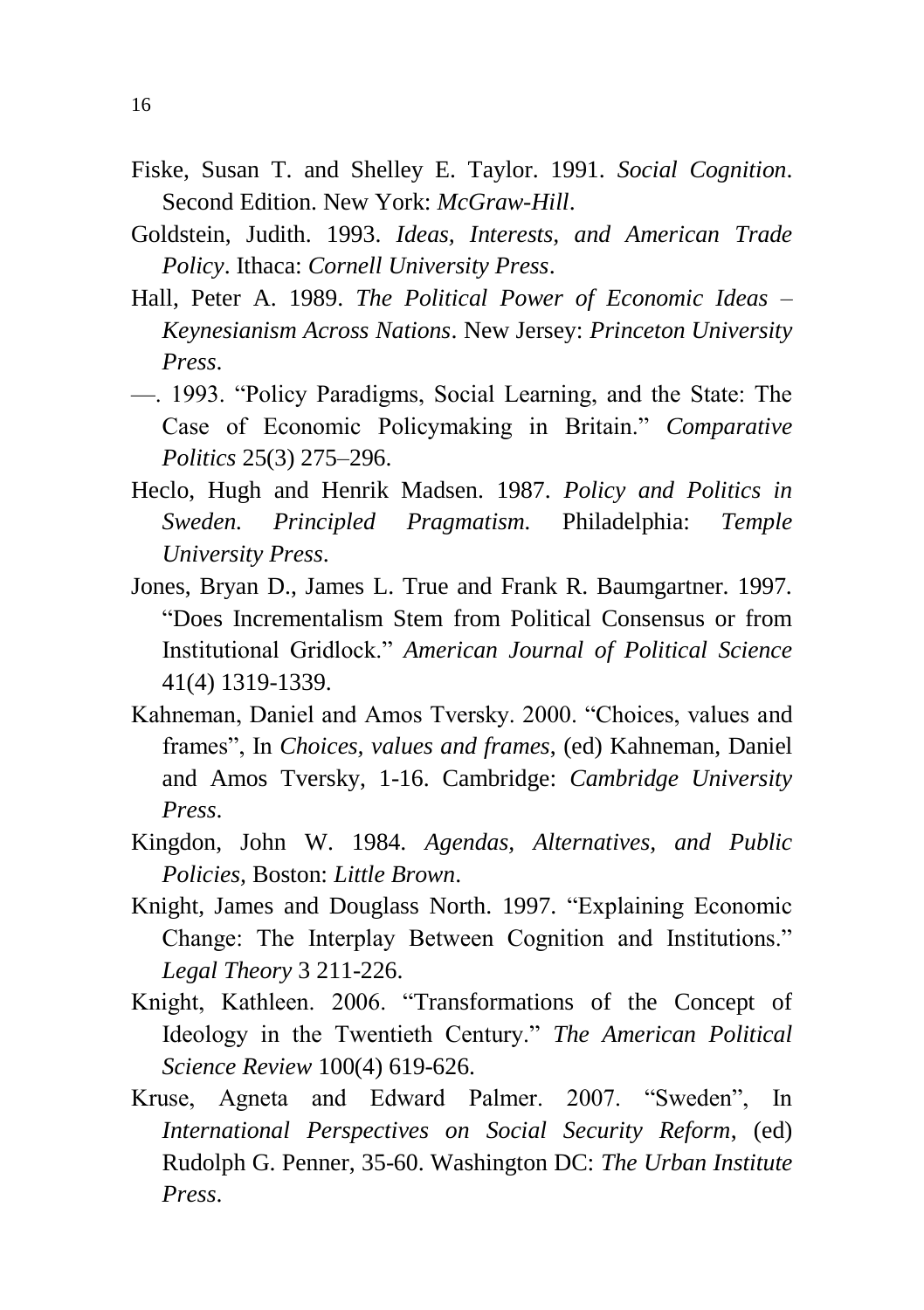Fiske, Susan T. and Shelley E. Taylor. 1991. *Social Cognition*. Second Edition. New York: *McGraw-Hill*.

Goldstein, Judith. 1993. *Ideas, Interests, and American Trade Policy*. Ithaca: *Cornell University Press*.

Hall, Peter A. 1989. *The Political Power of Economic Ideas – Keynesianism Across Nations*. New Jersey: *Princeton University Press*.

—. 1993. "Policy Paradigms, Social Learning, and the State: The Case of Economic Policymaking in Britain." *Comparative Politics* 25(3) 275–296.

Heclo, Hugh and Henrik Madsen. 1987. *Policy and Politics in Sweden. Principled Pragmatism.* Philadelphia: *Temple University Press*.

Jones, Bryan D., James L. True and Frank R. Baumgartner. 1997. "Does Incrementalism Stem from Political Consensus or from Institutional Gridlock." *American Journal of Political Science* 41(4) 1319-1339.

Kahneman, Daniel and Amos Tversky. 2000. "Choices, values and frames", In *Choices, values and frames*, (ed) Kahneman, Daniel and Amos Tversky, 1-16. Cambridge: *Cambridge University Press*.

Kingdon, John W. 1984. *Agendas, Alternatives, and Public Policies,* Boston: *Little Brown*.

Knight, James and Douglass North. 1997. "Explaining Economic Change: The Interplay Between Cognition and Institutions." *Legal Theory* 3 211-226.

Knight, Kathleen. 2006. "Transformations of the Concept of Ideology in the Twentieth Century." *The American Political Science Review* 100(4) 619-626.

Kruse, Agneta and Edward Palmer. 2007. "Sweden", In *International Perspectives on Social Security Reform*, (ed) Rudolph G. Penner, 35-60. Washington DC: *The Urban Institute Press*.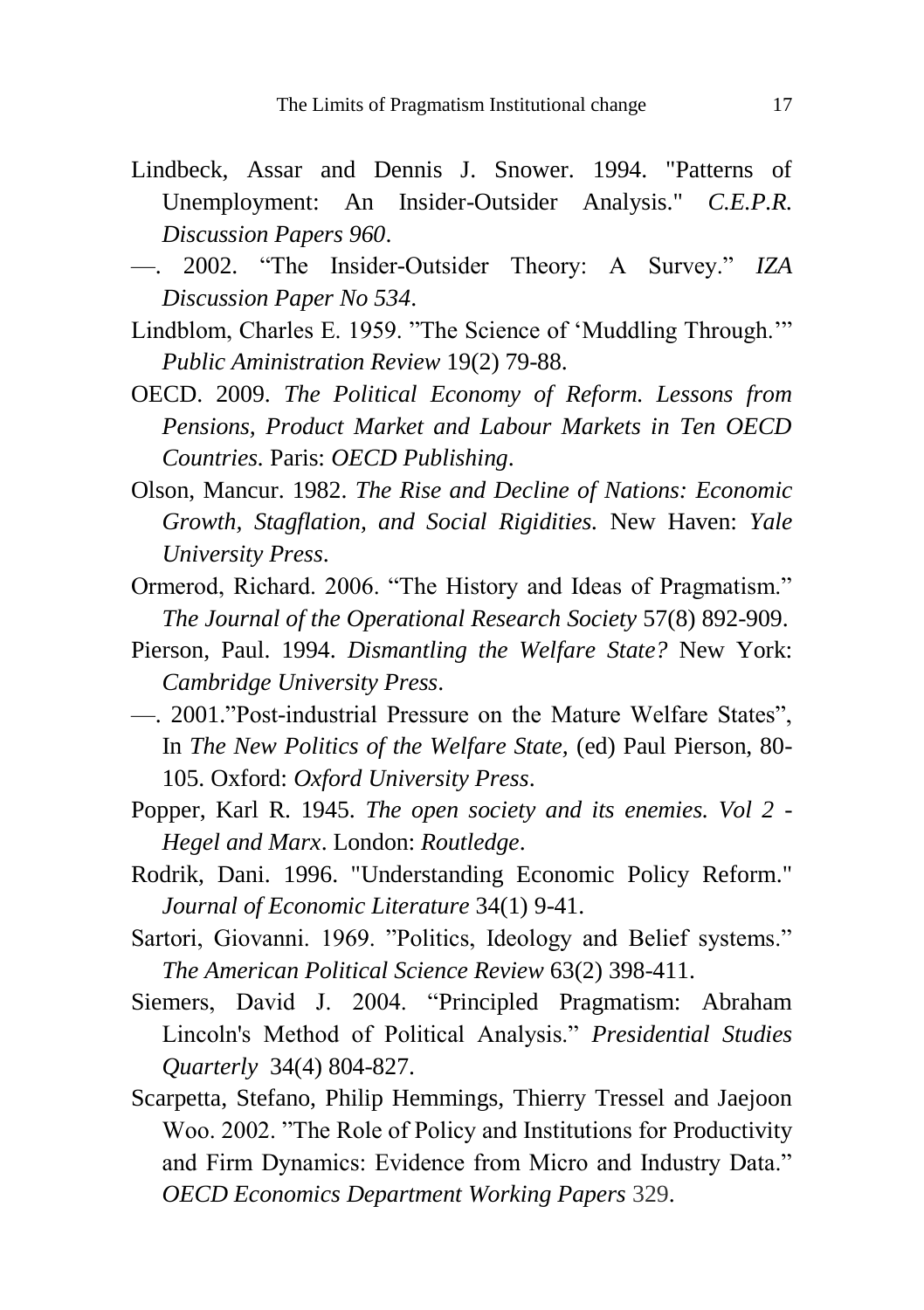Lindbeck, Assar and Dennis J. Snower. 1994. "Patterns of Unemployment: An Insider-Outsider Analysis." *C.E.P.R. Discussion Papers 960*.

—. 2002. "The Insider-Outsider Theory: A Survey." *IZA Discussion Paper No 534*.

Lindblom, Charles E. 1959. "The Science of 'Muddling Through.'" *Public Aministration Review* 19(2) 79-88.

OECD. 2009. *The Political Economy of Reform. Lessons from Pensions, Product Market and Labour Markets in Ten OECD Countries*. Paris: *OECD Publishing*.

Olson, Mancur. 1982. *The Rise and Decline of Nations: Economic Growth, Stagflation, and Social Rigidities*. New Haven: *Yale University Press*.

Ormerod, Richard. 2006. "The History and Ideas of Pragmatism." *The Journal of the Operational Research Society* 57(8) 892-909.

Pierson, Paul. 1994. *Dismantling the Welfare State?* New York: *Cambridge University Press*.

—. 2001."Post-industrial Pressure on the Mature Welfare States", In *The New Politics of the Welfare State*, (ed) Paul Pierson, 80-105. Oxford: *Oxford University Press*.

Popper, Karl R. 1945. *The open society and its enemies. Vol 2 - Hegel and Marx*. London: *Routledge*.

Rodrik, Dani. 1996. "Understanding Economic Policy Reform." *Journal of Economic Literature* 34(1) 9-41.

Sartori, Giovanni. 1969. "Politics, Ideology and Belief systems." *The American Political Science Review* 63(2) 398-411.

Siemers, David J. 2004. "Principled Pragmatism: Abraham Lincoln's Method of Political Analysis." *Presidential Studies Quarterly* 34(4) 804-827.

Scarpetta, Stefano, Philip Hemmings, Thierry Tressel and Jaejoon Woo. 2002. "The Role of Policy and Institutions for Productivity and Firm Dynamics: Evidence from Micro and Industry Data." *OECD Economics Department Working Papers* 329.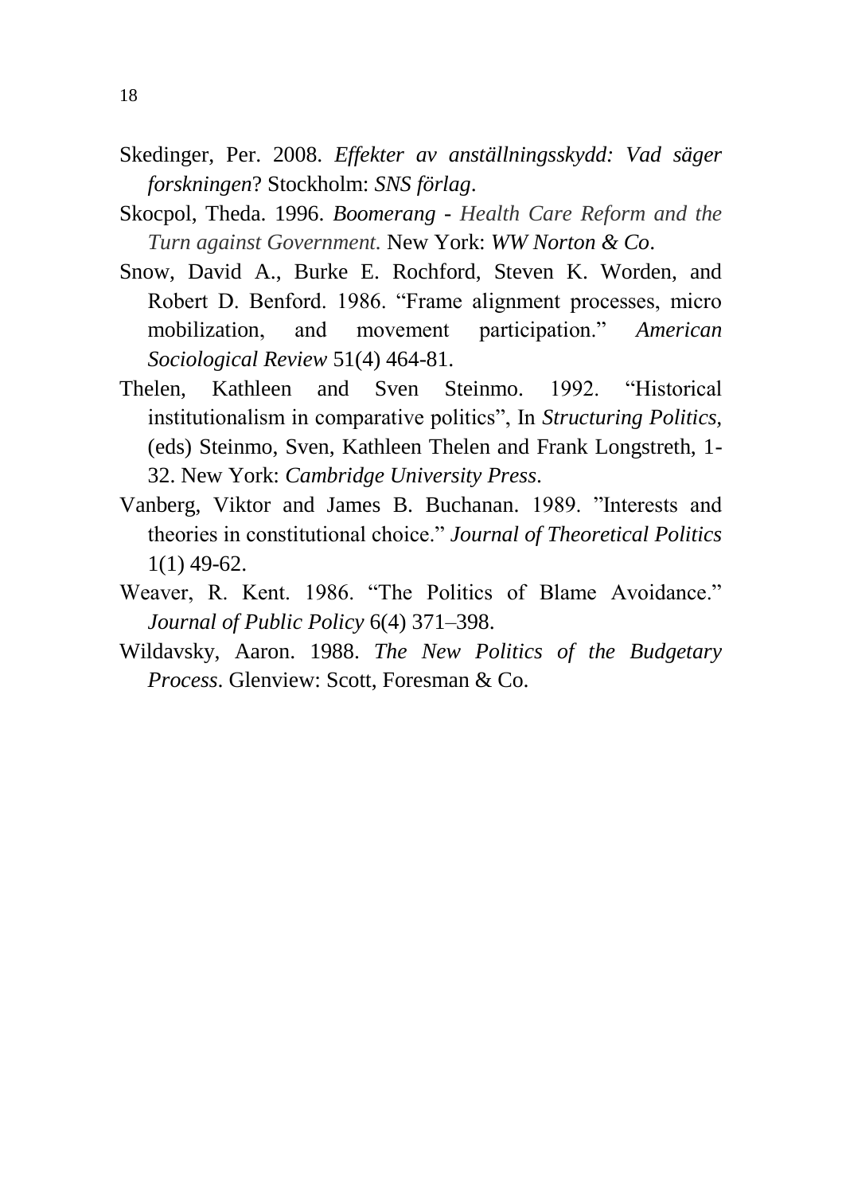Skedinger, Per. 2008. *Effekter av anställningsskydd: Vad säger forskningen*? Stockholm: *SNS förlag*.

Skocpol, Theda. 1996. *Boomerang - Health Care Reform and the Turn against Government.* New York: *WW Norton & Co*.

Snow, David A., Burke E. Rochford, Steven K. Worden, and Robert D. Benford. 1986. "Frame alignment processes, micro mobilization, and movement participation." *American Sociological Review* 51(4) 464-81.

Thelen, Kathleen and Sven Steinmo. 1992. "Historical institutionalism in comparative politics", In *Structuring Politics,* (eds) Steinmo, Sven, Kathleen Thelen and Frank Longstreth, 1-32. New York: *Cambridge University Press*.

Vanberg, Viktor and James B. Buchanan. 1989. "Interests and theories in constitutional choice." *Journal of Theoretical Politics* 1(1) 49-62.

Weaver, R. Kent. 1986. "The Politics of Blame Avoidance." *Journal of Public Policy* 6(4) 371–398.

Wildavsky, Aaron. 1988. *The New Politics of the Budgetary Process*. Glenview: Scott, Foresman & Co.